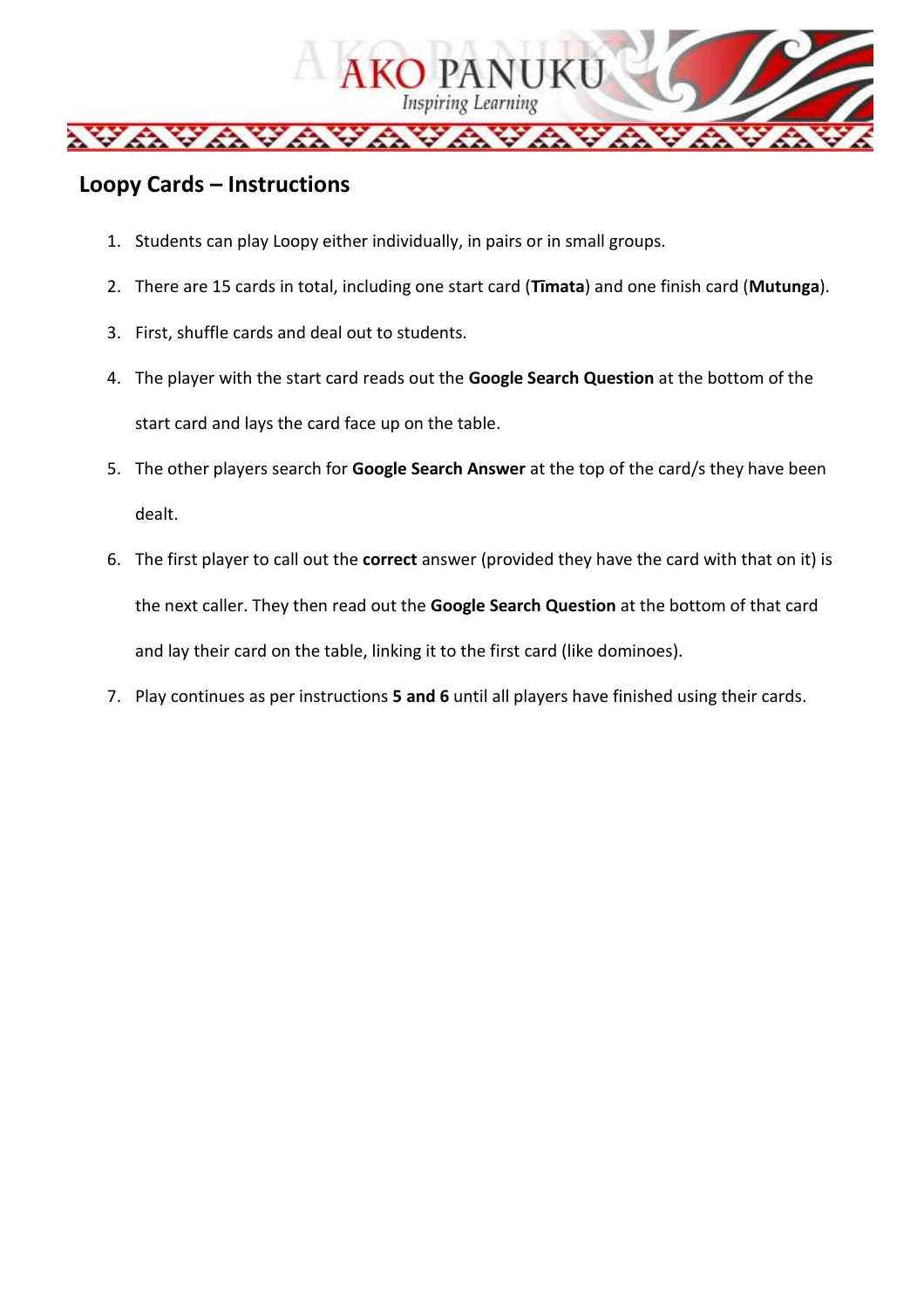## Loopy Cards – Instructions

1. Students can play Loopy either individually, in pairs or in small groups.
2. There are 15 cards in total, including one start card (**Tīmata**) and one finish card (**Mutunga**).
3. First, shuffle cards and deal out to students.
4. The player with the start card reads out the **Google Search Question** at the bottom of the start card and lays the card face up on the table.
5. The other players search for **Google Search Answer** at the top of the card/s they have been dealt.
6. The first player to call out the **correct** answer (provided they have the card with that on it) is the next caller. They then read out the **Google Search Question** at the bottom of that card and lay their card on the table, linking it to the first card (like dominoes).
7. Play continues as per instructions **5 and 6** until all players have finished using their cards.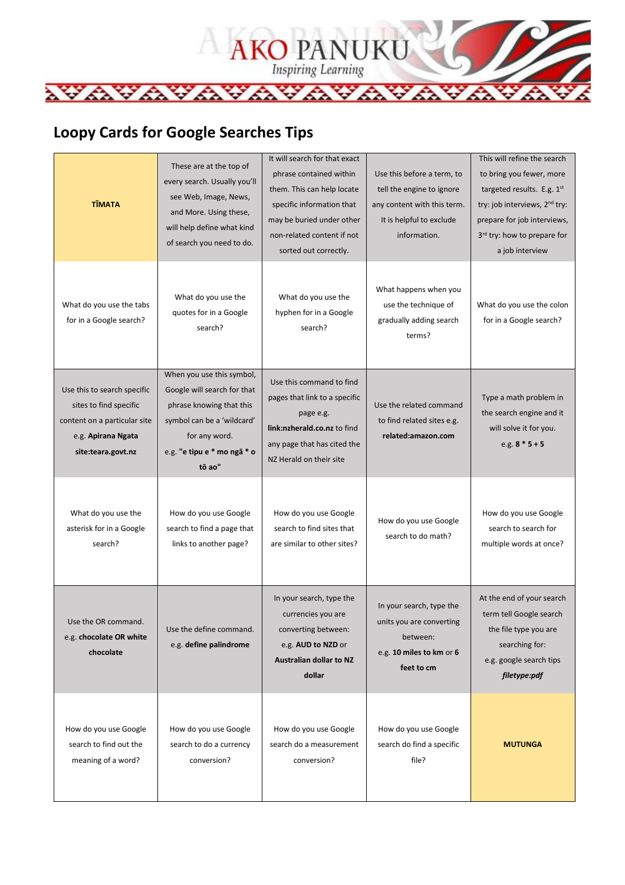## Loopy Cards for Google Searches Tips

| | | | | |
|---|---|---|---|---|
| **TĪMATA** | These are at the top of every search. Usually you'll see Web, Image, News, and More. Using these, will help define what kind of search you need to do. | It will search for that exact phrase contained within them. This can help locate specific information that may be buried under other non-related content if not sorted out correctly. | Use this before a term, to tell the engine to ignore any content with this term. It is helpful to exclude information. | This will refine the search to bring you fewer, more targeted results. E.g. 1st try: job interviews, 2nd try: prepare for job interviews, 3rd try: how to prepare for a job interview |
| What do you use the tabs for in a Google search? | What do you use the quotes for in a Google search? | What do you use the hyphen for in a Google search? | What happens when you use the technique of gradually adding search terms? | What do you use the colon for in a Google search? |
| Use this to search specific sites to find specific content on a particular site e.g. **Apirana Ngata site:teara.govt.nz** | When you use this symbol, Google will search for that phrase knowing that this symbol can be a 'wildcard' for any word. e.g. **"e tipu e * mo ngā * o tō ao"** | Use this command to find pages that link to a specific page e.g. **link:nzherald.co.nz** to find any page that has cited the NZ Herald on their site | Use the related command to find related sites e.g. **related:amazon.com** | Type a math problem in the search engine and it will solve it for you. e.g. **8 * 5 + 5** |
| What do you use the asterisk for in a Google search? | How do you use Google search to find a page that links to another page? | How do you use Google search to find sites that are similar to other sites? | How do you use Google search to do math? | How do you use Google search to search for multiple words at once? |
| Use the OR command. e.g. **chocolate OR white chocolate** | Use the define command. e.g. **define palindrome** | In your search, type the currencies you are converting between: e.g. **AUD to NZD** or **Australian dollar to NZ dollar** | In your search, type the units you are converting between: e.g. **10 miles to km** or **6 feet to cm** | At the end of your search term tell Google search the file type you are searching for: e.g. google search tips ***filetype:pdf*** |
| How do you use Google search to find out the meaning of a word? | How do you use Google search to do a currency conversion? | How do you use Google search do a measurement conversion? | How do you use Google search do find a specific file? | **MUTUNGA** |